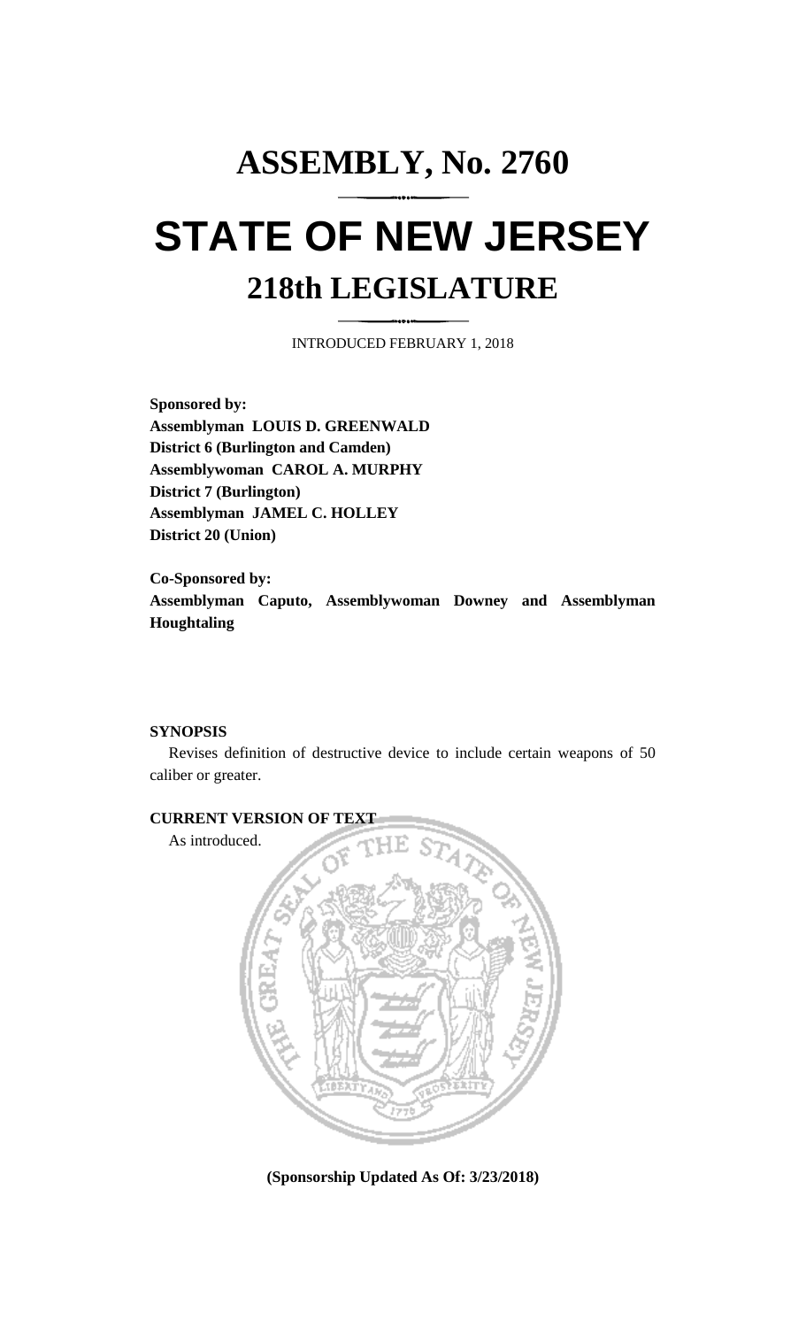# ASSEMBLY, No. 2760

# STATE OF NEW JERSEY

## 218th LEGISLATURE

INTRODUCED FEBRUARY 1, 2018

**Sponsored by:**
**Assemblyman LOUIS D. GREENWALD**
**District 6 (Burlington and Camden)**
**Assemblywoman CAROL A. MURPHY**
**District 7 (Burlington)**
**Assemblyman JAMEL C. HOLLEY**
**District 20 (Union)**

**Co-Sponsored by:**
**Assemblyman Caputo, Assemblywoman Downey and Assemblyman Houghtaling**

**SYNOPSIS**

Revises definition of destructive device to include certain weapons of 50 caliber or greater.

**CURRENT VERSION OF TEXT**

As introduced.

**(Sponsorship Updated As Of: 3/23/2018)**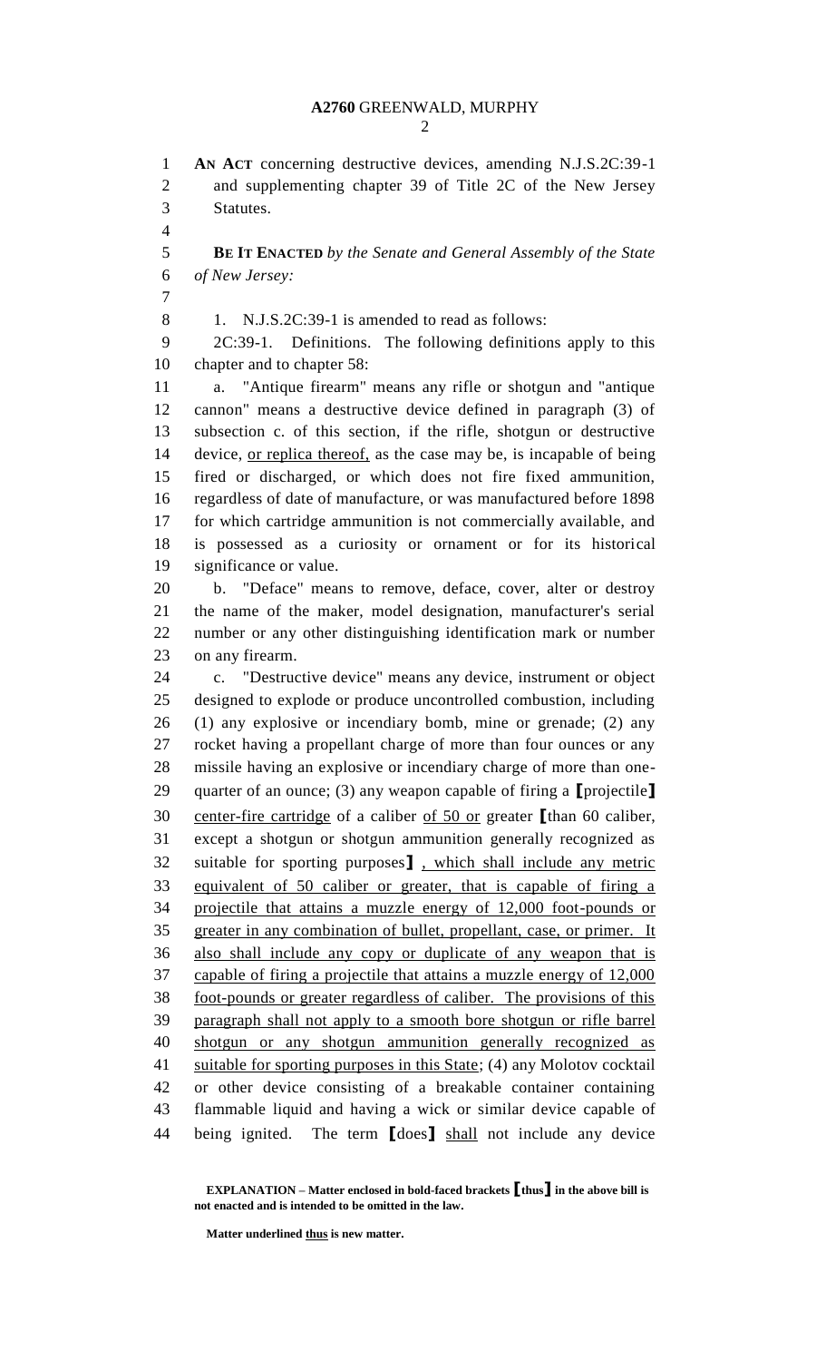**AN ACT** concerning destructive devices, amending N.J.S.2C:39-1 and supplementing chapter 39 of Title 2C of the New Jersey Statutes.

**BE IT ENACTED** *by the Senate and General Assembly of the State of New Jersey:*

1. N.J.S.2C:39-1 is amended to read as follows:

2C:39-1. Definitions. The following definitions apply to this chapter and to chapter 58:

a. "Antique firearm" means any rifle or shotgun and "antique cannon" means a destructive device defined in paragraph (3) of subsection c. of this section, if the rifle, shotgun or destructive device, or replica thereof, as the case may be, is incapable of being fired or discharged, or which does not fire fixed ammunition, regardless of date of manufacture, or was manufactured before 1898 for which cartridge ammunition is not commercially available, and is possessed as a curiosity or ornament or for its historical significance or value.

b. "Deface" means to remove, deface, cover, alter or destroy the name of the maker, model designation, manufacturer's serial number or any other distinguishing identification mark or number on any firearm.

c. "Destructive device" means any device, instrument or object designed to explode or produce uncontrolled combustion, including (1) any explosive or incendiary bomb, mine or grenade; (2) any rocket having a propellant charge of more than four ounces or any missile having an explosive or incendiary charge of more than one-quarter of an ounce; (3) any weapon capable of firing a **[**projectile**]** center-fire cartridge of a caliber of 50 or greater **[**than 60 caliber, except a shotgun or shotgun ammunition generally recognized as suitable for sporting purposes**]** , which shall include any metric equivalent of 50 caliber or greater, that is capable of firing a projectile that attains a muzzle energy of 12,000 foot-pounds or greater in any combination of bullet, propellant, case, or primer. It also shall include any copy or duplicate of any weapon that is capable of firing a projectile that attains a muzzle energy of 12,000 foot-pounds or greater regardless of caliber. The provisions of this paragraph shall not apply to a smooth bore shotgun or rifle barrel shotgun or any shotgun ammunition generally recognized as suitable for sporting purposes in this State; (4) any Molotov cocktail or other device consisting of a breakable container containing flammable liquid and having a wick or similar device capable of being ignited. The term **[**does**]** shall not include any device

**EXPLANATION – Matter enclosed in bold-faced brackets [thus] in the above bill is not enacted and is intended to be omitted in the law.**

**Matter underlined thus is new matter.**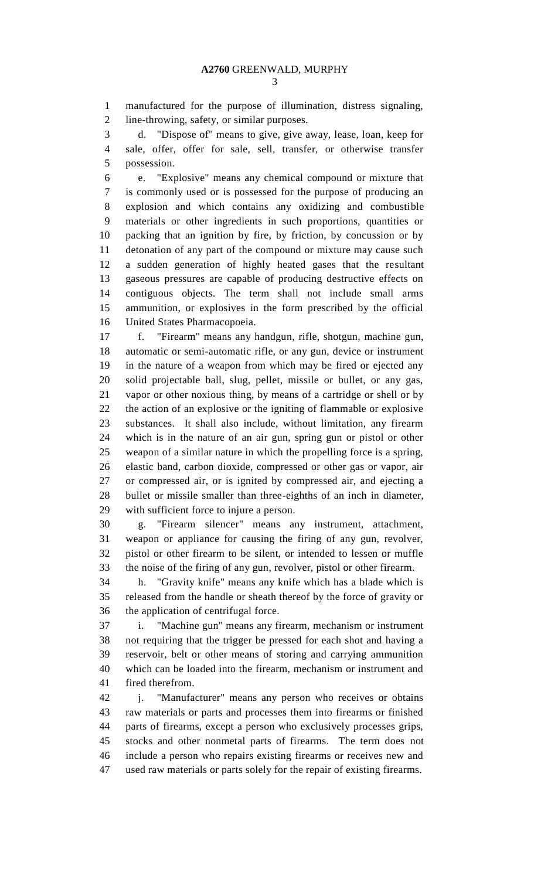manufactured for the purpose of illumination, distress signaling, line-throwing, safety, or similar purposes.

d. "Dispose of" means to give, give away, lease, loan, keep for sale, offer, offer for sale, sell, transfer, or otherwise transfer possession.

e. "Explosive" means any chemical compound or mixture that is commonly used or is possessed for the purpose of producing an explosion and which contains any oxidizing and combustible materials or other ingredients in such proportions, quantities or packing that an ignition by fire, by friction, by concussion or by detonation of any part of the compound or mixture may cause such a sudden generation of highly heated gases that the resultant gaseous pressures are capable of producing destructive effects on contiguous objects. The term shall not include small arms ammunition, or explosives in the form prescribed by the official United States Pharmacopoeia.

f. "Firearm" means any handgun, rifle, shotgun, machine gun, automatic or semi-automatic rifle, or any gun, device or instrument in the nature of a weapon from which may be fired or ejected any solid projectable ball, slug, pellet, missile or bullet, or any gas, vapor or other noxious thing, by means of a cartridge or shell or by the action of an explosive or the igniting of flammable or explosive substances. It shall also include, without limitation, any firearm which is in the nature of an air gun, spring gun or pistol or other weapon of a similar nature in which the propelling force is a spring, elastic band, carbon dioxide, compressed or other gas or vapor, air or compressed air, or is ignited by compressed air, and ejecting a bullet or missile smaller than three-eighths of an inch in diameter, with sufficient force to injure a person.

g. "Firearm silencer" means any instrument, attachment, weapon or appliance for causing the firing of any gun, revolver, pistol or other firearm to be silent, or intended to lessen or muffle the noise of the firing of any gun, revolver, pistol or other firearm.

h. "Gravity knife" means any knife which has a blade which is released from the handle or sheath thereof by the force of gravity or the application of centrifugal force.

i. "Machine gun" means any firearm, mechanism or instrument not requiring that the trigger be pressed for each shot and having a reservoir, belt or other means of storing and carrying ammunition which can be loaded into the firearm, mechanism or instrument and fired therefrom.

j. "Manufacturer" means any person who receives or obtains raw materials or parts and processes them into firearms or finished parts of firearms, except a person who exclusively processes grips, stocks and other nonmetal parts of firearms. The term does not include a person who repairs existing firearms or receives new and used raw materials or parts solely for the repair of existing firearms.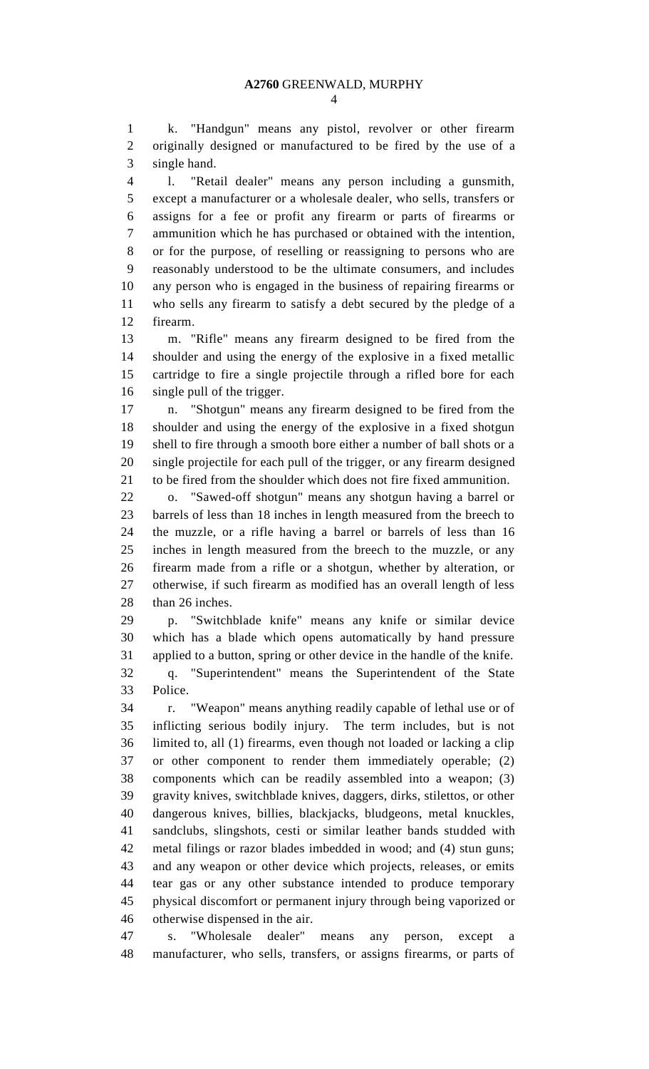k. "Handgun" means any pistol, revolver or other firearm originally designed or manufactured to be fired by the use of a single hand.

l. "Retail dealer" means any person including a gunsmith, except a manufacturer or a wholesale dealer, who sells, transfers or assigns for a fee or profit any firearm or parts of firearms or ammunition which he has purchased or obtained with the intention, or for the purpose, of reselling or reassigning to persons who are reasonably understood to be the ultimate consumers, and includes any person who is engaged in the business of repairing firearms or who sells any firearm to satisfy a debt secured by the pledge of a firearm.

m. "Rifle" means any firearm designed to be fired from the shoulder and using the energy of the explosive in a fixed metallic cartridge to fire a single projectile through a rifled bore for each single pull of the trigger.

n. "Shotgun" means any firearm designed to be fired from the shoulder and using the energy of the explosive in a fixed shotgun shell to fire through a smooth bore either a number of ball shots or a single projectile for each pull of the trigger, or any firearm designed to be fired from the shoulder which does not fire fixed ammunition.

o. "Sawed-off shotgun" means any shotgun having a barrel or barrels of less than 18 inches in length measured from the breech to the muzzle, or a rifle having a barrel or barrels of less than 16 inches in length measured from the breech to the muzzle, or any firearm made from a rifle or a shotgun, whether by alteration, or otherwise, if such firearm as modified has an overall length of less than 26 inches.

p. "Switchblade knife" means any knife or similar device which has a blade which opens automatically by hand pressure applied to a button, spring or other device in the handle of the knife.

q. "Superintendent" means the Superintendent of the State Police.

r. "Weapon" means anything readily capable of lethal use or of inflicting serious bodily injury. The term includes, but is not limited to, all (1) firearms, even though not loaded or lacking a clip or other component to render them immediately operable; (2) components which can be readily assembled into a weapon; (3) gravity knives, switchblade knives, daggers, dirks, stilettos, or other dangerous knives, billies, blackjacks, bludgeons, metal knuckles, sandclubs, slingshots, cesti or similar leather bands studded with metal filings or razor blades imbedded in wood; and (4) stun guns; and any weapon or other device which projects, releases, or emits tear gas or any other substance intended to produce temporary physical discomfort or permanent injury through being vaporized or otherwise dispensed in the air.

s. "Wholesale dealer" means any person, except a manufacturer, who sells, transfers, or assigns firearms, or parts of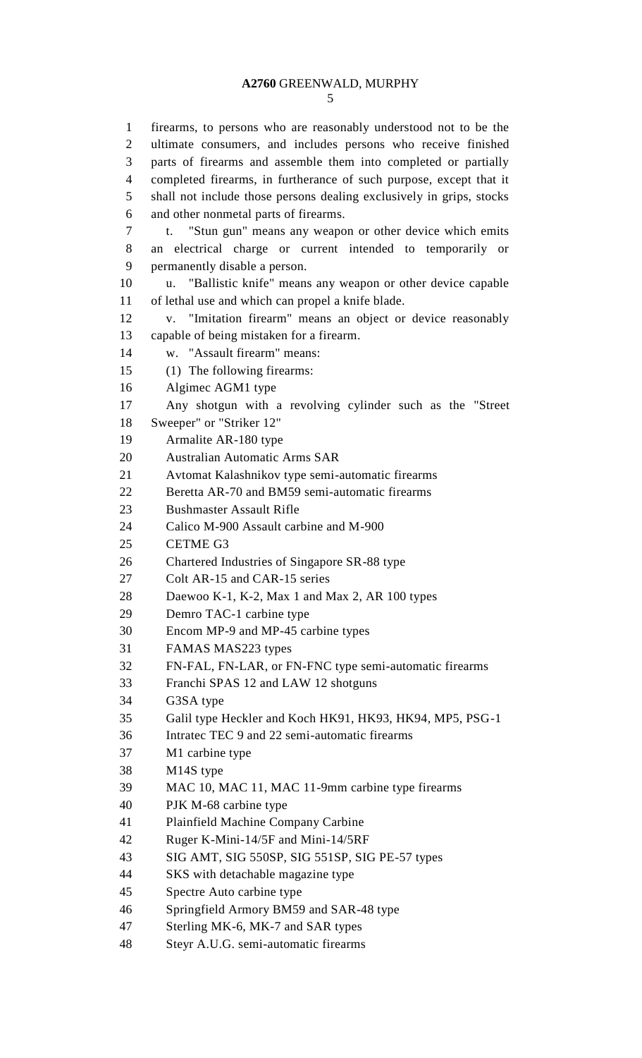firearms, to persons who are reasonably understood not to be the ultimate consumers, and includes persons who receive finished parts of firearms and assemble them into completed or partially completed firearms, in furtherance of such purpose, except that it shall not include those persons dealing exclusively in grips, stocks and other nonmetal parts of firearms.

t. "Stun gun" means any weapon or other device which emits an electrical charge or current intended to temporarily or permanently disable a person.

u. "Ballistic knife" means any weapon or other device capable of lethal use and which can propel a knife blade.

v. "Imitation firearm" means an object or device reasonably capable of being mistaken for a firearm.

w. "Assault firearm" means:

(1) The following firearms:

Algimec AGM1 type

Any shotgun with a revolving cylinder such as the "Street Sweeper" or "Striker 12"

Armalite AR-180 type

Australian Automatic Arms SAR

Avtomat Kalashnikov type semi-automatic firearms

Beretta AR-70 and BM59 semi-automatic firearms

Bushmaster Assault Rifle

Calico M-900 Assault carbine and M-900

CETME G3

Chartered Industries of Singapore SR-88 type

Colt AR-15 and CAR-15 series

Daewoo K-1, K-2, Max 1 and Max 2, AR 100 types

Demro TAC-1 carbine type

Encom MP-9 and MP-45 carbine types

FAMAS MAS223 types

FN-FAL, FN-LAR, or FN-FNC type semi-automatic firearms

Franchi SPAS 12 and LAW 12 shotguns

G3SA type

Galil type Heckler and Koch HK91, HK93, HK94, MP5, PSG-1

Intratec TEC 9 and 22 semi-automatic firearms

M1 carbine type

M14S type

MAC 10, MAC 11, MAC 11-9mm carbine type firearms

PJK M-68 carbine type

Plainfield Machine Company Carbine

Ruger K-Mini-14/5F and Mini-14/5RF

SIG AMT, SIG 550SP, SIG 551SP, SIG PE-57 types

SKS with detachable magazine type

Spectre Auto carbine type

Springfield Armory BM59 and SAR-48 type

Sterling MK-6, MK-7 and SAR types

Steyr A.U.G. semi-automatic firearms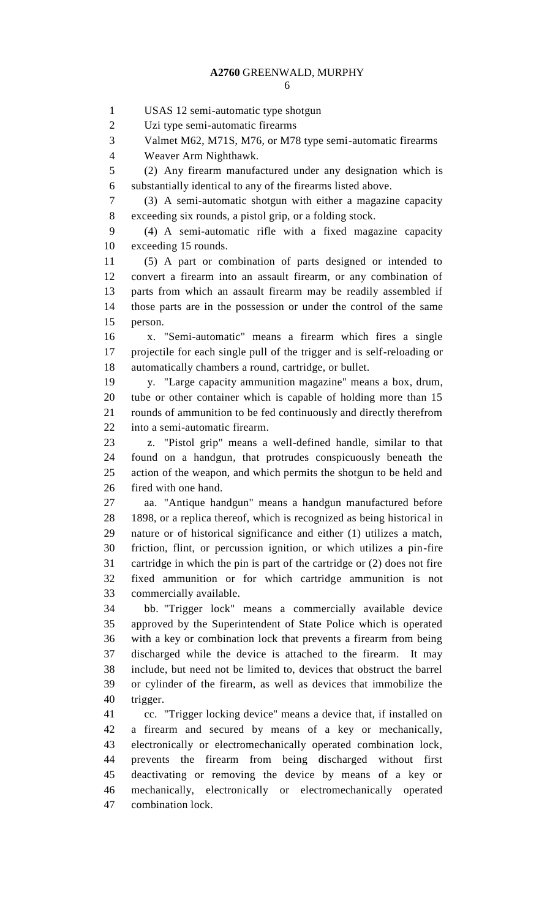USAS 12 semi-automatic type shotgun

Uzi type semi-automatic firearms

Valmet M62, M71S, M76, or M78 type semi-automatic firearms

Weaver Arm Nighthawk.

(2) Any firearm manufactured under any designation which is substantially identical to any of the firearms listed above.

(3) A semi-automatic shotgun with either a magazine capacity exceeding six rounds, a pistol grip, or a folding stock.

(4) A semi-automatic rifle with a fixed magazine capacity exceeding 15 rounds.

(5) A part or combination of parts designed or intended to convert a firearm into an assault firearm, or any combination of parts from which an assault firearm may be readily assembled if those parts are in the possession or under the control of the same person.

x. "Semi-automatic" means a firearm which fires a single projectile for each single pull of the trigger and is self-reloading or automatically chambers a round, cartridge, or bullet.

y. "Large capacity ammunition magazine" means a box, drum, tube or other container which is capable of holding more than 15 rounds of ammunition to be fed continuously and directly therefrom into a semi-automatic firearm.

z. "Pistol grip" means a well-defined handle, similar to that found on a handgun, that protrudes conspicuously beneath the action of the weapon, and which permits the shotgun to be held and fired with one hand.

aa. "Antique handgun" means a handgun manufactured before 1898, or a replica thereof, which is recognized as being historical in nature or of historical significance and either (1) utilizes a match, friction, flint, or percussion ignition, or which utilizes a pin-fire cartridge in which the pin is part of the cartridge or (2) does not fire fixed ammunition or for which cartridge ammunition is not commercially available.

bb. "Trigger lock" means a commercially available device approved by the Superintendent of State Police which is operated with a key or combination lock that prevents a firearm from being discharged while the device is attached to the firearm. It may include, but need not be limited to, devices that obstruct the barrel or cylinder of the firearm, as well as devices that immobilize the trigger.

cc. "Trigger locking device" means a device that, if installed on a firearm and secured by means of a key or mechanically, electronically or electromechanically operated combination lock, prevents the firearm from being discharged without first deactivating or removing the device by means of a key or mechanically, electronically or electromechanically operated combination lock.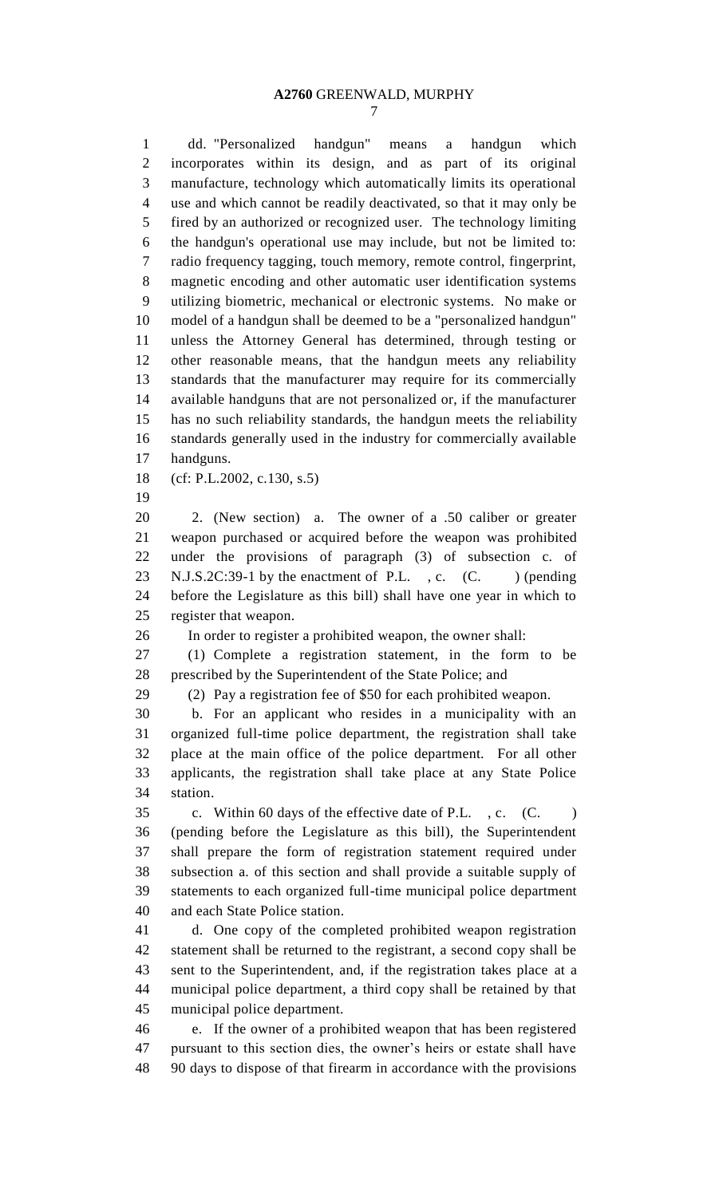dd. "Personalized handgun" means a handgun which incorporates within its design, and as part of its original manufacture, technology which automatically limits its operational use and which cannot be readily deactivated, so that it may only be fired by an authorized or recognized user. The technology limiting the handgun's operational use may include, but not be limited to: radio frequency tagging, touch memory, remote control, fingerprint, magnetic encoding and other automatic user identification systems utilizing biometric, mechanical or electronic systems. No make or model of a handgun shall be deemed to be a "personalized handgun" unless the Attorney General has determined, through testing or other reasonable means, that the handgun meets any reliability standards that the manufacturer may require for its commercially available handguns that are not personalized or, if the manufacturer has no such reliability standards, the handgun meets the reliability standards generally used in the industry for commercially available handguns.

(cf: P.L.2002, c.130, s.5)

2. (New section) a. The owner of a .50 caliber or greater weapon purchased or acquired before the weapon was prohibited under the provisions of paragraph (3) of subsection c. of N.J.S.2C:39-1 by the enactment of P.L. , c. (C. ) (pending before the Legislature as this bill) shall have one year in which to register that weapon.

In order to register a prohibited weapon, the owner shall:

(1) Complete a registration statement, in the form to be prescribed by the Superintendent of the State Police; and

(2) Pay a registration fee of $50 for each prohibited weapon.

b. For an applicant who resides in a municipality with an organized full-time police department, the registration shall take place at the main office of the police department. For all other applicants, the registration shall take place at any State Police station.

c. Within 60 days of the effective date of P.L. , c. (C. ) (pending before the Legislature as this bill), the Superintendent shall prepare the form of registration statement required under subsection a. of this section and shall provide a suitable supply of statements to each organized full-time municipal police department and each State Police station.

d. One copy of the completed prohibited weapon registration statement shall be returned to the registrant, a second copy shall be sent to the Superintendent, and, if the registration takes place at a municipal police department, a third copy shall be retained by that municipal police department.

e. If the owner of a prohibited weapon that has been registered pursuant to this section dies, the owner's heirs or estate shall have 90 days to dispose of that firearm in accordance with the provisions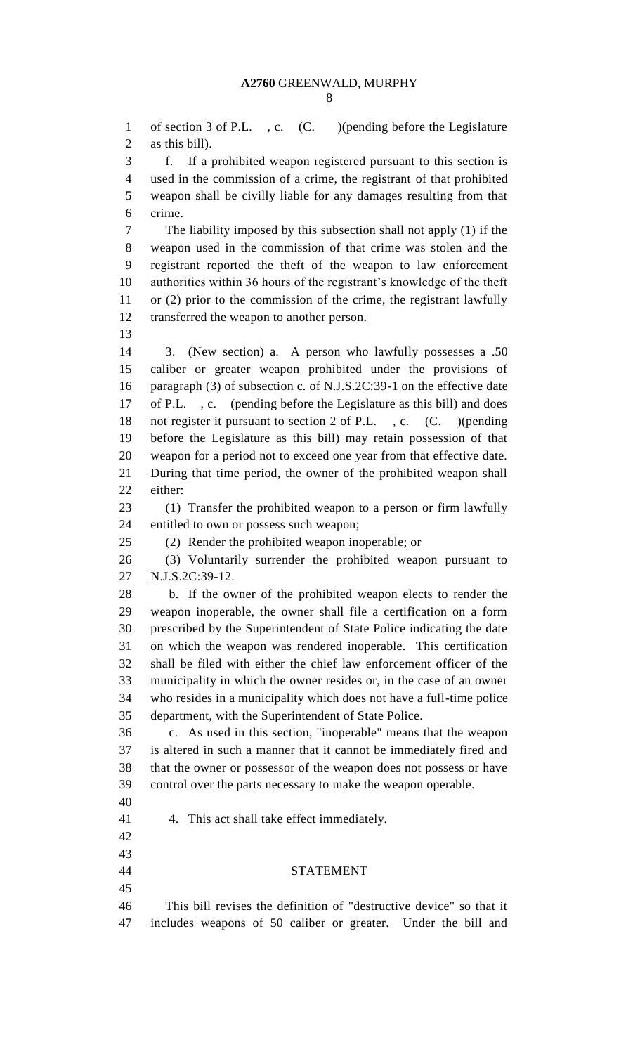of section 3 of P.L. , c. (C. )(pending before the Legislature as this bill).

f. If a prohibited weapon registered pursuant to this section is used in the commission of a crime, the registrant of that prohibited weapon shall be civilly liable for any damages resulting from that crime.

The liability imposed by this subsection shall not apply (1) if the weapon used in the commission of that crime was stolen and the registrant reported the theft of the weapon to law enforcement authorities within 36 hours of the registrant's knowledge of the theft or (2) prior to the commission of the crime, the registrant lawfully transferred the weapon to another person.

3. (New section) a. A person who lawfully possesses a .50 caliber or greater weapon prohibited under the provisions of paragraph (3) of subsection c. of N.J.S.2C:39-1 on the effective date of P.L. , c. (pending before the Legislature as this bill) and does not register it pursuant to section 2 of P.L. , c. (C. )(pending before the Legislature as this bill) may retain possession of that weapon for a period not to exceed one year from that effective date. During that time period, the owner of the prohibited weapon shall either:

(1) Transfer the prohibited weapon to a person or firm lawfully entitled to own or possess such weapon;

(2) Render the prohibited weapon inoperable; or

(3) Voluntarily surrender the prohibited weapon pursuant to N.J.S.2C:39-12.

b. If the owner of the prohibited weapon elects to render the weapon inoperable, the owner shall file a certification on a form prescribed by the Superintendent of State Police indicating the date on which the weapon was rendered inoperable. This certification shall be filed with either the chief law enforcement officer of the municipality in which the owner resides or, in the case of an owner who resides in a municipality which does not have a full-time police department, with the Superintendent of State Police.

c. As used in this section, "inoperable" means that the weapon is altered in such a manner that it cannot be immediately fired and that the owner or possessor of the weapon does not possess or have control over the parts necessary to make the weapon operable.

4. This act shall take effect immediately.

## STATEMENT

This bill revises the definition of "destructive device" so that it includes weapons of 50 caliber or greater. Under the bill and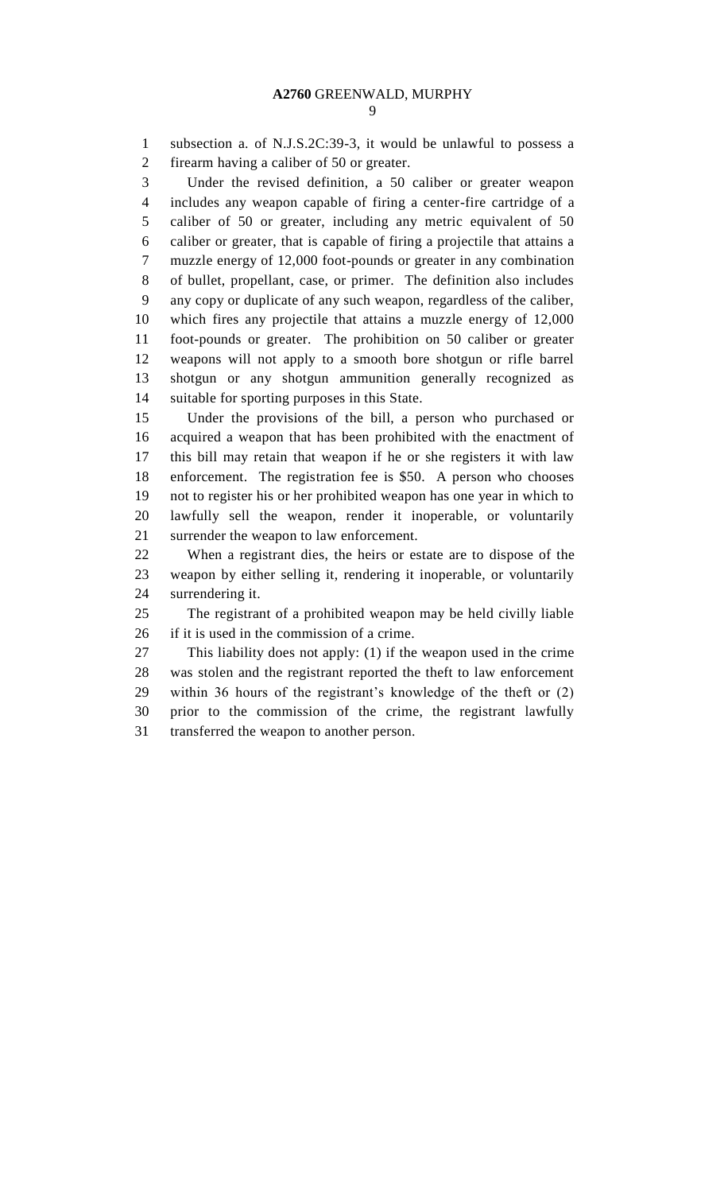subsection a. of N.J.S.2C:39-3, it would be unlawful to possess a firearm having a caliber of 50 or greater.

Under the revised definition, a 50 caliber or greater weapon includes any weapon capable of firing a center-fire cartridge of a caliber of 50 or greater, including any metric equivalent of 50 caliber or greater, that is capable of firing a projectile that attains a muzzle energy of 12,000 foot-pounds or greater in any combination of bullet, propellant, case, or primer. The definition also includes any copy or duplicate of any such weapon, regardless of the caliber, which fires any projectile that attains a muzzle energy of 12,000 foot-pounds or greater. The prohibition on 50 caliber or greater weapons will not apply to a smooth bore shotgun or rifle barrel shotgun or any shotgun ammunition generally recognized as suitable for sporting purposes in this State.

Under the provisions of the bill, a person who purchased or acquired a weapon that has been prohibited with the enactment of this bill may retain that weapon if he or she registers it with law enforcement. The registration fee is $50. A person who chooses not to register his or her prohibited weapon has one year in which to lawfully sell the weapon, render it inoperable, or voluntarily surrender the weapon to law enforcement.

When a registrant dies, the heirs or estate are to dispose of the weapon by either selling it, rendering it inoperable, or voluntarily surrendering it.

The registrant of a prohibited weapon may be held civilly liable if it is used in the commission of a crime.

This liability does not apply: (1) if the weapon used in the crime was stolen and the registrant reported the theft to law enforcement within 36 hours of the registrant's knowledge of the theft or (2) prior to the commission of the crime, the registrant lawfully transferred the weapon to another person.